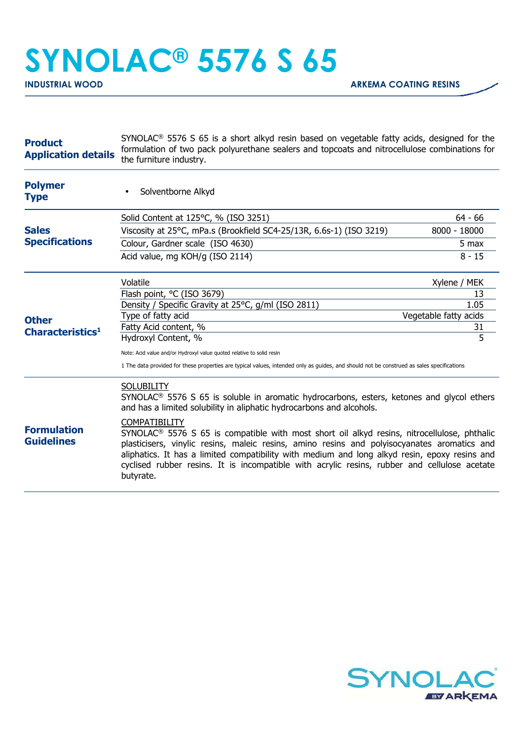# SYNOLAC® 5576 S 65

**INDUSTRIAL WOOD** — **ARKEMA COATING RESINS**

## Product Application details

SYNOLAC® 5576 S 65 is a short alkyd resin based on vegetable fatty acids, designed for the formulation of two pack polyurethane sealers and topcoats and nitrocellulose combinations for the furniture industry.

## Polymer Type

- Solventborne Alkyd

## Sales Specifications

| Property | Value |
|---|---|
| Solid Content at 125°C, % (ISO 3251) | 64 - 66 |
| Viscosity at 25°C, mPa.s (Brookfield SC4-25/13R, 6.6s-1) (ISO 3219) | 8000 - 18000 |
| Colour, Gardner scale (ISO 4630) | 5 max |
| Acid value, mg KOH/g (ISO 2114) | 8 - 15 |

## Other Characteristics[1]

| Property | Value |
|---|---|
| Volatile | Xylene / MEK |
| Flash point, °C (ISO 3679) | 13 |
| Density / Specific Gravity at 25°C, g/ml (ISO 2811) | 1.05 |
| Type of fatty acid | Vegetable fatty acids |
| Fatty Acid content, % | 31 |
| Hydroxyl Content, % | 5 |

Note: Acid value and/or Hydroxyl value quoted relative to solid resin

1 The data provided for these properties are typical values, intended only as guides, and should not be construed as sales specifications

## Formulation Guidelines

SOLUBILITY

SYNOLAC® 5576 S 65 is soluble in aromatic hydrocarbons, esters, ketones and glycol ethers and has a limited solubility in aliphatic hydrocarbons and alcohols.

COMPATIBILITY

SYNOLAC® 5576 S 65 is compatible with most short oil alkyd resins, nitrocellulose, phthalic plasticisers, vinylic resins, maleic resins, amino resins and polyisocyanates aromatics and aliphatics. It has a limited compatibility with medium and long alkyd resin, epoxy resins and cyclised rubber resins. It is incompatible with acrylic resins, rubber and cellulose acetate butyrate.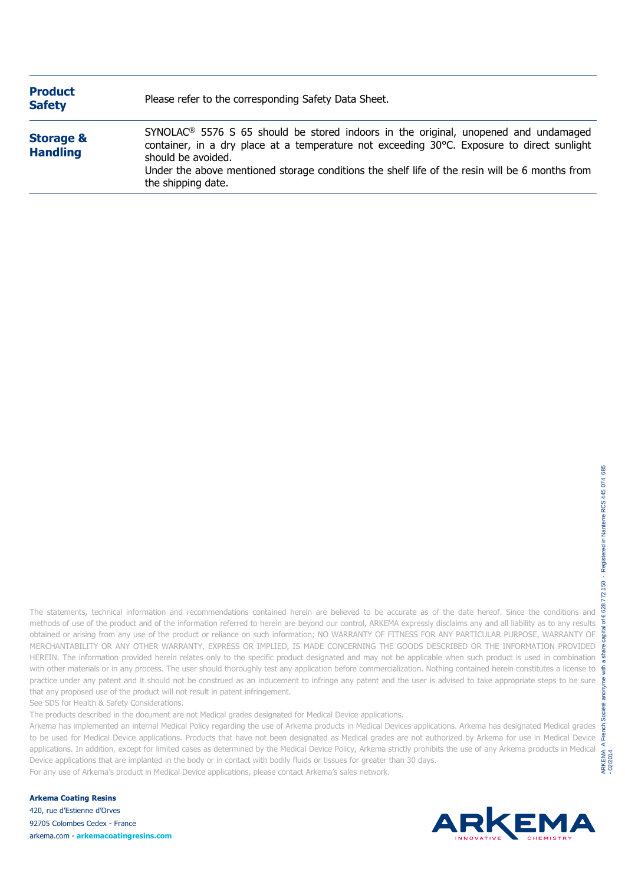| | |
|---|---|
| **Product Safety** | Please refer to the corresponding Safety Data Sheet. |
| **Storage & Handling** | SYNOLAC® 5576 S 65 should be stored indoors in the original, unopened and undamaged container, in a dry place at a temperature not exceeding 30°C. Exposure to direct sunlight should be avoided.<br>Under the above mentioned storage conditions the shelf life of the resin will be 6 months from the shipping date. |

The statements, technical information and recommendations contained herein are believed to be accurate as of the date hereof. Since the conditions and methods of use of the product and of the information referred to herein are beyond our control, ARKEMA expressly disclaims any and all liability as to any results obtained or arising from any use of the product or reliance on such information; NO WARRANTY OF FITNESS FOR ANY PARTICULAR PURPOSE, WARRANTY OF MERCHANTABILITY OR ANY OTHER WARRANTY, EXPRESS OR IMPLIED, IS MADE CONCERNING THE GOODS DESCRIBED OR THE INFORMATION PROVIDED HEREIN. The information provided herein relates only to the specific product designated and may not be applicable when such product is used in combination with other materials or in any process. The user should thoroughly test any application before commercialization. Nothing contained herein constitutes a license to practice under any patent and it should not be construed as an inducement to infringe any patent and the user is advised to take appropriate steps to be sure that any proposed use of the product will not result in patent infringement.

See SDS for Health & Safety Considerations.

The products described in the document are not Medical grades designated for Medical Device applications.

Arkema has implemented an internal Medical Policy regarding the use of Arkema products in Medical Devices applications. Arkema has designated Medical grades to be used for Medical Device applications. Products that have not been designated as Medical grades are not authorized by Arkema for use in Medical Device applications. In addition, except for limited cases as determined by the Medical Device Policy, Arkema strictly prohibits the use of any Arkema products in Medical Device applications that are implanted in the body or in contact with bodily fluids or tissues for greater than 30 days.

For any use of Arkema's product in Medical Device applications, please contact Arkema's sales network.

ARKEMA A French Société anonyme with a share capital of € 628.772.150 - Registered in Nanterre RCS 445 074 685 - 02/2014

**Arkema Coating Resins**
420, rue d'Estienne d'Orves
92705 Colombes Cedex - France
arkema.com - **arkemacoatingresins.com**

ARKEMA INNOVATIVE CHEMISTRY